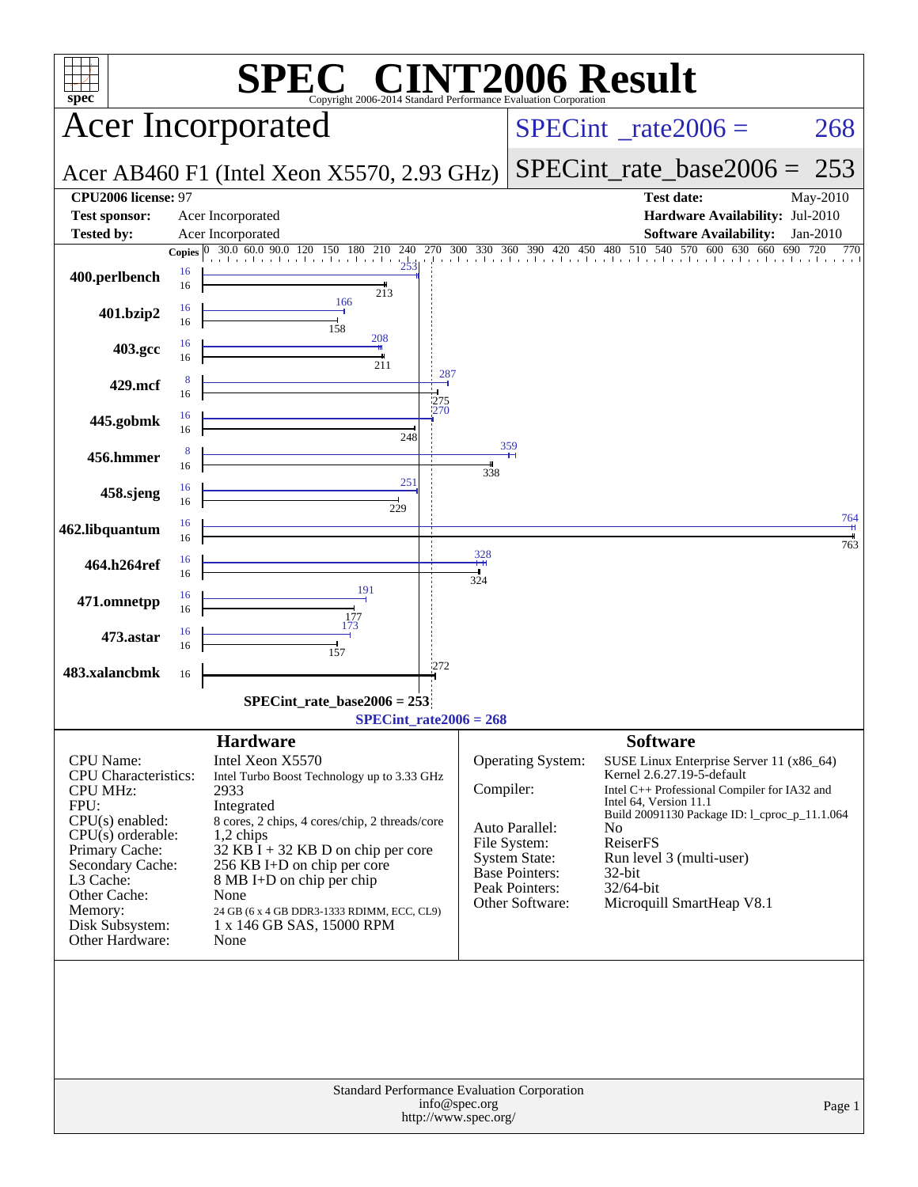# SPEC CINT2006 Result

Copyright 2006-2014 Standard Performance Evaluation Corporation

## Acer Incorporated

**Acer AB460 F1 (Intel Xeon X5570, 2.93 GHz)**

SPECint_rate2006 = 268

SPECint_rate_base2006 = 253

| | | | |
|---|---|---|---|
| **CPU2006 license:** | 97 | **Test date:** | May-2010 |
| **Test sponsor:** | Acer Incorporated | **Hardware Availability:** | Jul-2010 |
| **Tested by:** | Acer Incorporated | **Software Availability:** | Jan-2010 |

| Benchmark | Copies (peak) | Peak | Copies (base) | Base |
|---|---|---|---|---|
| 400.perlbench | 16 | 253 | 16 | 213 |
| 401.bzip2 | 16 | 166 | 16 | 158 |
| 403.gcc | 16 | 208 | 16 | 211 |
| 429.mcf | 8 | 287 | 16 | 275 |
| 445.gobmk | 16 | 270 | 16 | 248 |
| 456.hmmer | 8 | 359 | 16 | 338 |
| 458.sjeng | 16 | 251 | 16 | 229 |
| 462.libquantum | 16 | 764 | 16 | 763 |
| 464.h264ref | 16 | 328 | 16 | 324 |
| 471.omnetpp | 16 | 191 | 16 | 177 |
| 473.astar | 16 | 173 | 16 | 157 |
| 483.xalancbmk | | | 16 | 272 |

SPECint_rate_base2006 = 253

SPECint_rate2006 = 268

## Hardware

| | |
|---|---|
| CPU Name: | Intel Xeon X5570 |
| CPU Characteristics: | Intel Turbo Boost Technology up to 3.33 GHz |
| CPU MHz: | 2933 |
| FPU: | Integrated |
| CPU(s) enabled: | 8 cores, 2 chips, 4 cores/chip, 2 threads/core |
| CPU(s) orderable: | 1,2 chips |
| Primary Cache: | 32 KB I + 32 KB D on chip per core |
| Secondary Cache: | 256 KB I+D on chip per core |
| L3 Cache: | 8 MB I+D on chip per chip |
| Other Cache: | None |
| Memory: | 24 GB (6 x 4 GB DDR3-1333 RDIMM, ECC, CL9) |
| Disk Subsystem: | 1 x 146 GB SAS, 15000 RPM |
| Other Hardware: | None |

## Software

| | |
|---|---|
| Operating System: | SUSE Linux Enterprise Server 11 (x86_64) Kernel 2.6.27.19-5-default |
| Compiler: | Intel C++ Professional Compiler for IA32 and Intel 64, Version 11.1 Build 20091130 Package ID: l_cproc_p_11.1.064 |
| Auto Parallel: | No |
| File System: | ReiserFS |
| System State: | Run level 3 (multi-user) |
| Base Pointers: | 32-bit |
| Peak Pointers: | 32/64-bit |
| Other Software: | Microquill SmartHeap V8.1 |

Standard Performance Evaluation Corporation
info@spec.org
http://www.spec.org/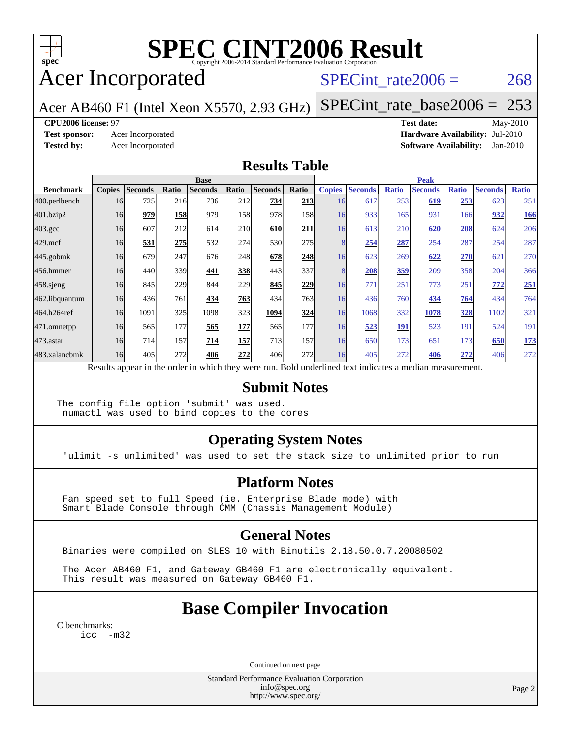# SPEC CINT2006 Result

Copyright 2006-2014 Standard Performance Evaluation Corporation

# Acer Incorporated

Acer AB460 F1 (Intel Xeon X5570, 2.93 GHz)

SPECint_rate2006 = 268

SPECint_rate_base2006 = 253

**CPU2006 license:** 97

**Test sponsor:** Acer Incorporated

**Tested by:** Acer Incorporated

**Test date:** May-2010

**Hardware Availability:** Jul-2010

**Software Availability:** Jan-2010

## Results Table

| Benchmark | Base | | | | | | | Peak | | | | | | |
|---|---|---|---|---|---|---|---|---|---|---|---|---|---|---|
| | Copies | Seconds | Ratio | Seconds | Ratio | Seconds | Ratio | Copies | Seconds | Ratio | Seconds | Ratio | Seconds | Ratio |
| 400.perlbench | 16 | 725 | 216 | 736 | 212 | **734** | **213** | 16 | 617 | 253 | **619** | **253** | 623 | 251 |
| 401.bzip2 | 16 | **979** | **158** | 979 | 158 | 978 | 158 | 16 | 933 | 165 | 931 | 166 | **932** | **166** |
| 403.gcc | 16 | 607 | 212 | 614 | 210 | **610** | **211** | 16 | 613 | 210 | **620** | **208** | 624 | 206 |
| 429.mcf | 16 | **531** | **275** | 532 | 274 | 530 | 275 | 8 | **254** | **287** | 254 | 287 | 254 | 287 |
| 445.gobmk | 16 | 679 | 247 | 676 | 248 | **678** | **248** | 16 | 623 | 269 | **622** | **270** | 621 | 270 |
| 456.hmmer | 16 | 440 | 339 | **441** | **338** | 443 | 337 | 8 | **208** | **359** | 209 | 358 | 204 | 366 |
| 458.sjeng | 16 | 845 | 229 | 844 | 229 | **845** | **229** | 16 | 771 | 251 | 773 | 251 | **772** | **251** |
| 462.libquantum | 16 | 436 | 761 | **434** | **763** | 434 | 763 | 16 | 436 | 760 | **434** | **764** | 434 | 764 |
| 464.h264ref | 16 | 1091 | 325 | 1098 | 323 | **1094** | **324** | 16 | 1068 | 332 | **1078** | **328** | 1102 | 321 |
| 471.omnetpp | 16 | 565 | 177 | **565** | **177** | 565 | 177 | 16 | **523** | **191** | 523 | 191 | 524 | 191 |
| 473.astar | 16 | 714 | 157 | **714** | **157** | 713 | 157 | 16 | 650 | 173 | 651 | 173 | **650** | **173** |
| 483.xalancbmk | 16 | 405 | 272 | **406** | **272** | 406 | 272 | 16 | 405 | 272 | **406** | **272** | 406 | 272 |

Results appear in the order in which they were run. Bold underlined text indicates a median measurement.

## Submit Notes

```
The config file option 'submit' was used.
 numactl was used to bind copies to the cores
```

## Operating System Notes

```
'ulimit -s unlimited' was used to set the stack size to unlimited prior to run
```

## Platform Notes

```
Fan speed set to full Speed (ie. Enterprise Blade mode) with
Smart Blade Console through CMM (Chassis Management Module)
```

## General Notes

```
Binaries were compiled on SLES 10 with Binutils 2.18.50.0.7.20080502

The Acer AB460 F1, and Gateway GB460 F1 are electronically equivalent.
This result was measured on Gateway GB460 F1.
```

## Base Compiler Invocation

C benchmarks:

```
icc  -m32
```

Continued on next page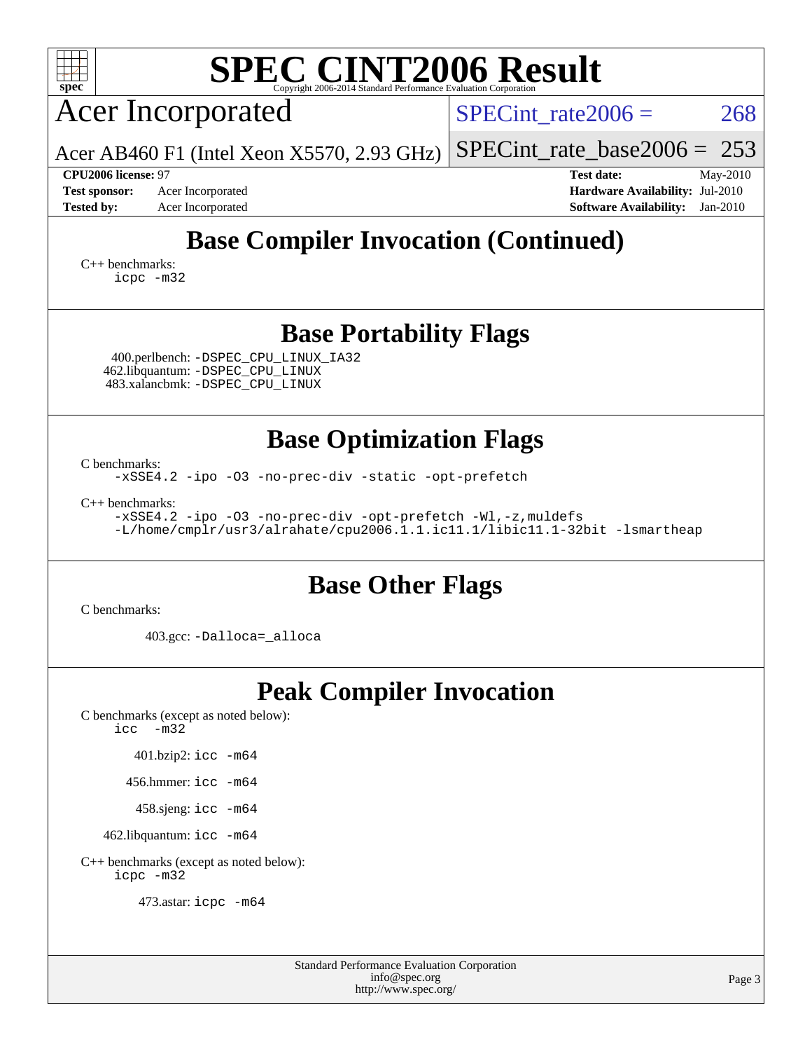# SPEC CINT2006 Result

Copyright 2006-2014 Standard Performance Evaluation Corporation

## Acer Incorporated

Acer AB460 F1 (Intel Xeon X5570, 2.93 GHz)

SPECint_rate2006 = 268

SPECint_rate_base2006 = 253

**CPU2006 license:** 97
**Test sponsor:** Acer Incorporated
**Tested by:** Acer Incorporated

**Test date:** May-2010
**Hardware Availability:** Jul-2010
**Software Availability:** Jan-2010

## Base Compiler Invocation (Continued)

C++ benchmarks:
```
icpc -m32
```

## Base Portability Flags

400.perlbench: `-DSPEC_CPU_LINUX_IA32`
462.libquantum: `-DSPEC_CPU_LINUX`
483.xalancbmk: `-DSPEC_CPU_LINUX`

## Base Optimization Flags

C benchmarks:
```
-xSSE4.2 -ipo -O3 -no-prec-div -static -opt-prefetch
```

C++ benchmarks:
```
-xSSE4.2 -ipo -O3 -no-prec-div -opt-prefetch -Wl,-z,muldefs
-L/home/cmplr/usr3/alrahate/cpu2006.1.1.ic11.1/libic11.1-32bit -lsmartheap
```

## Base Other Flags

C benchmarks:

403.gcc: `-Dalloca=_alloca`

## Peak Compiler Invocation

C benchmarks (except as noted below):
```
icc  -m32
```

401.bzip2: `icc -m64`

456.hmmer: `icc -m64`

458.sjeng: `icc -m64`

462.libquantum: `icc -m64`

C++ benchmarks (except as noted below):
```
icpc -m32
```

473.astar: `icpc -m64`

Standard Performance Evaluation Corporation
info@spec.org
http://www.spec.org/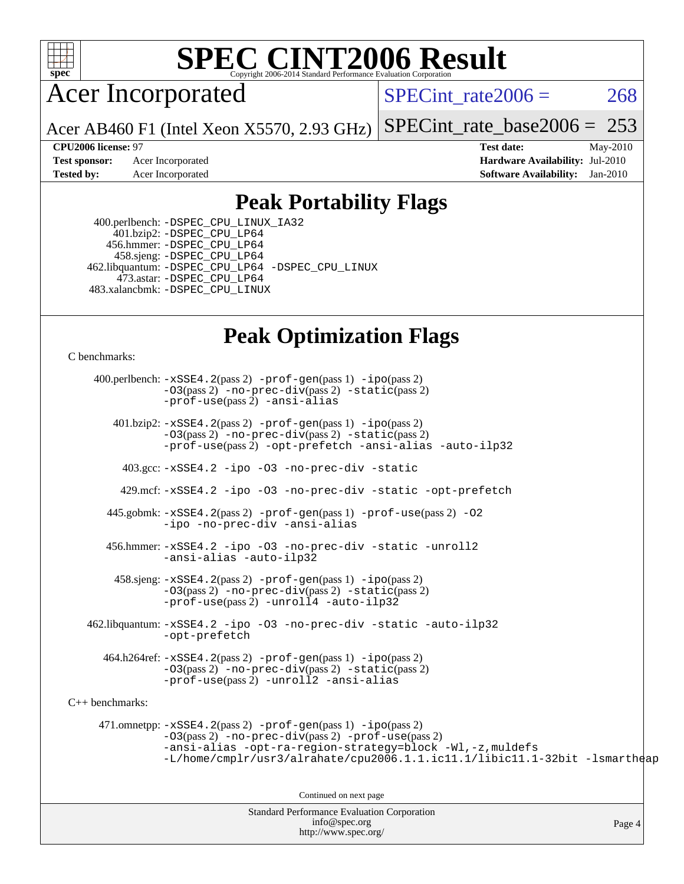# SPEC CINT2006 Result

Copyright 2006-2014 Standard Performance Evaluation Corporation

## Acer Incorporated

Acer AB460 F1 (Intel Xeon X5570, 2.93 GHz)

SPECint_rate2006 = 268

SPECint_rate_base2006 = 253

**CPU2006 license:** 97
**Test sponsor:** Acer Incorporated
**Tested by:** Acer Incorporated

**Test date:** May-2010
**Hardware Availability:** Jul-2010
**Software Availability:** Jan-2010

## Peak Portability Flags

400.perlbench: -DSPEC_CPU_LINUX_IA32
401.bzip2: -DSPEC_CPU_LP64
456.hmmer: -DSPEC_CPU_LP64
458.sjeng: -DSPEC_CPU_LP64
462.libquantum: -DSPEC_CPU_LP64 -DSPEC_CPU_LINUX
473.astar: -DSPEC_CPU_LP64
483.xalancbmk: -DSPEC_CPU_LINUX

## Peak Optimization Flags

C benchmarks:

400.perlbench: -xSSE4.2(pass 2) -prof-gen(pass 1) -ipo(pass 2) -O3(pass 2) -no-prec-div(pass 2) -static(pass 2) -prof-use(pass 2) -ansi-alias

401.bzip2: -xSSE4.2(pass 2) -prof-gen(pass 1) -ipo(pass 2) -O3(pass 2) -no-prec-div(pass 2) -static(pass 2) -prof-use(pass 2) -opt-prefetch -ansi-alias -auto-ilp32

403.gcc: -xSSE4.2 -ipo -O3 -no-prec-div -static

429.mcf: -xSSE4.2 -ipo -O3 -no-prec-div -static -opt-prefetch

445.gobmk: -xSSE4.2(pass 2) -prof-gen(pass 1) -prof-use(pass 2) -O2 -ipo -no-prec-div -ansi-alias

456.hmmer: -xSSE4.2 -ipo -O3 -no-prec-div -static -unroll2 -ansi-alias -auto-ilp32

458.sjeng: -xSSE4.2(pass 2) -prof-gen(pass 1) -ipo(pass 2) -O3(pass 2) -no-prec-div(pass 2) -static(pass 2) -prof-use(pass 2) -unroll4 -auto-ilp32

462.libquantum: -xSSE4.2 -ipo -O3 -no-prec-div -static -auto-ilp32 -opt-prefetch

464.h264ref: -xSSE4.2(pass 2) -prof-gen(pass 1) -ipo(pass 2) -O3(pass 2) -no-prec-div(pass 2) -static(pass 2) -prof-use(pass 2) -unroll2 -ansi-alias

C++ benchmarks:

471.omnetpp: -xSSE4.2(pass 2) -prof-gen(pass 1) -ipo(pass 2) -O3(pass 2) -no-prec-div(pass 2) -prof-use(pass 2) -ansi-alias -opt-ra-region-strategy=block -Wl,-z,muldefs -L/home/cmplr/usr3/alrahate/cpu2006.1.1.ic11.1/libic11.1-32bit -lsmartheap

Continued on next page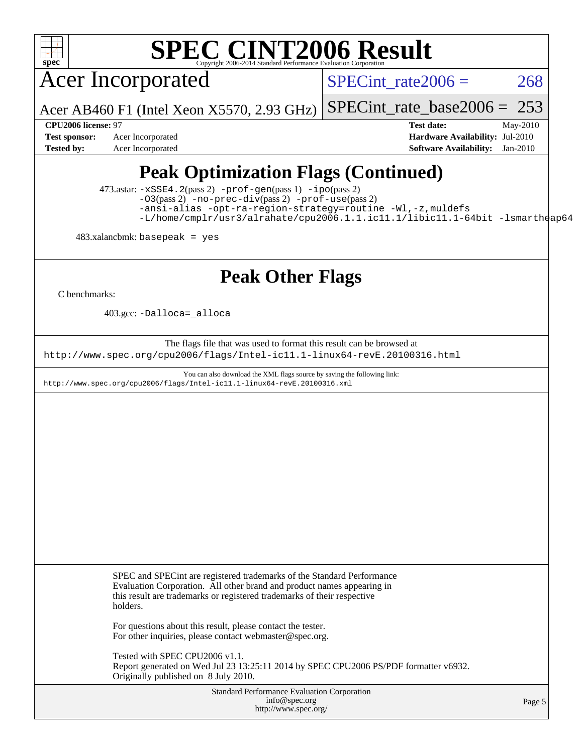# SPEC CINT2006 Result

Copyright 2006-2014 Standard Performance Evaluation Corporation

Acer Incorporated

Acer AB460 F1 (Intel Xeon X5570, 2.93 GHz)

SPECint_rate2006 = 268

SPECint_rate_base2006 = 253

**CPU2006 license:** 97
**Test sponsor:** Acer Incorporated
**Tested by:** Acer Incorporated

**Test date:** May-2010
**Hardware Availability:** Jul-2010
**Software Availability:** Jan-2010

## Peak Optimization Flags (Continued)

473.astar: `-xSSE4.2`(pass 2) `-prof-gen`(pass 1) `-ipo`(pass 2) `-O3`(pass 2) `-no-prec-div`(pass 2) `-prof-use`(pass 2) `-ansi-alias -opt-ra-region-strategy=routine -Wl,-z,muldefs -L/home/cmplr/usr3/alrahate/cpu2006.1.1.ic11.1/libic11.1-64bit -lsmartheap64`

483.xalancbmk: `basepeak = yes`

## Peak Other Flags

C benchmarks:

403.gcc: `-Dalloca=_alloca`

The flags file that was used to format this result can be browsed at
http://www.spec.org/cpu2006/flags/Intel-ic11.1-linux64-revE.20100316.html

You can also download the XML flags source by saving the following link:
http://www.spec.org/cpu2006/flags/Intel-ic11.1-linux64-revE.20100316.xml

SPEC and SPECint are registered trademarks of the Standard Performance Evaluation Corporation. All other brand and product names appearing in this result are trademarks or registered trademarks of their respective holders.

For questions about this result, please contact the tester.
For other inquiries, please contact webmaster@spec.org.

Tested with SPEC CPU2006 v1.1.
Report generated on Wed Jul 23 13:25:11 2014 by SPEC CPU2006 PS/PDF formatter v6932.
Originally published on 8 July 2010.

Standard Performance Evaluation Corporation
info@spec.org
http://www.spec.org/